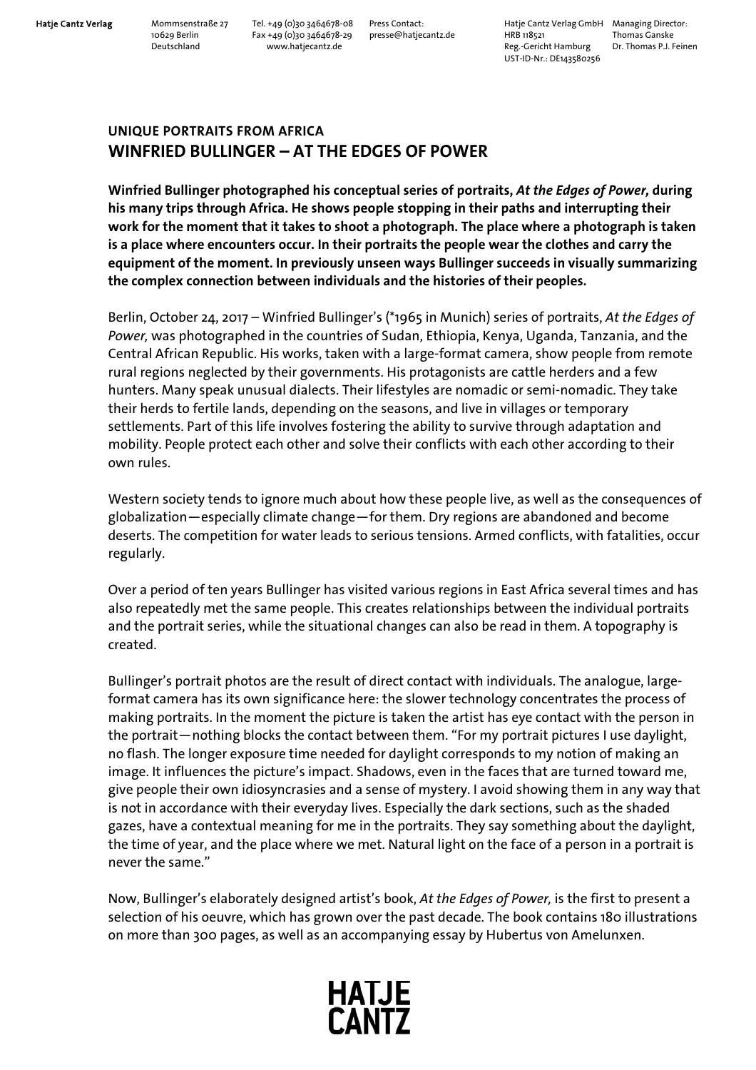Hatje Cantz Verlag

Mommsenstraße 27
10629 Berlin
Deutschland

Tel. +49 (0)30 3464678-08
Fax +49 (0)30 3464678-29
www.hatjecantz.de

Press Contact:
presse@hatjecantz.de

Hatje Cantz Verlag GmbH
HRB 118521
Reg.-Gericht Hamburg
UST-ID-Nr.: DE143580256

Managing Director:
Thomas Ganske
Dr. Thomas P.J. Feinen

## UNIQUE PORTRAITS FROM AFRICA

# WINFRIED BULLINGER – AT THE EDGES OF POWER

**Winfried Bullinger photographed his conceptual series of portraits, *At the Edges of Power,* during his many trips through Africa. He shows people stopping in their paths and interrupting their work for the moment that it takes to shoot a photograph. The place where a photograph is taken is a place where encounters occur. In their portraits the people wear the clothes and carry the equipment of the moment. In previously unseen ways Bullinger succeeds in visually summarizing the complex connection between individuals and the histories of their peoples.**

Berlin, October 24, 2017 – Winfried Bullinger's (*1965 in Munich) series of portraits, *At the Edges of Power,* was photographed in the countries of Sudan, Ethiopia, Kenya, Uganda, Tanzania, and the Central African Republic. His works, taken with a large-format camera, show people from remote rural regions neglected by their governments. His protagonists are cattle herders and a few hunters. Many speak unusual dialects. Their lifestyles are nomadic or semi-nomadic. They take their herds to fertile lands, depending on the seasons, and live in villages or temporary settlements. Part of this life involves fostering the ability to survive through adaptation and mobility. People protect each other and solve their conflicts with each other according to their own rules.

Western society tends to ignore much about how these people live, as well as the consequences of globalization—especially climate change—for them. Dry regions are abandoned and become deserts. The competition for water leads to serious tensions. Armed conflicts, with fatalities, occur regularly.

Over a period of ten years Bullinger has visited various regions in East Africa several times and has also repeatedly met the same people. This creates relationships between the individual portraits and the portrait series, while the situational changes can also be read in them. A topography is created.

Bullinger's portrait photos are the result of direct contact with individuals. The analogue, large-format camera has its own significance here: the slower technology concentrates the process of making portraits. In the moment the picture is taken the artist has eye contact with the person in the portrait—nothing blocks the contact between them. "For my portrait pictures I use daylight, no flash. The longer exposure time needed for daylight corresponds to my notion of making an image. It influences the picture's impact. Shadows, even in the faces that are turned toward me, give people their own idiosyncrasies and a sense of mystery. I avoid showing them in any way that is not in accordance with their everyday lives. Especially the dark sections, such as the shaded gazes, have a contextual meaning for me in the portraits. They say something about the daylight, the time of year, and the place where we met. Natural light on the face of a person in a portrait is never the same."

Now, Bullinger's elaborately designed artist's book, *At the Edges of Power,* is the first to present a selection of his oeuvre, which has grown over the past decade. The book contains 180 illustrations on more than 300 pages, as well as an accompanying essay by Hubertus von Amelunxen.

HATJE CANTZ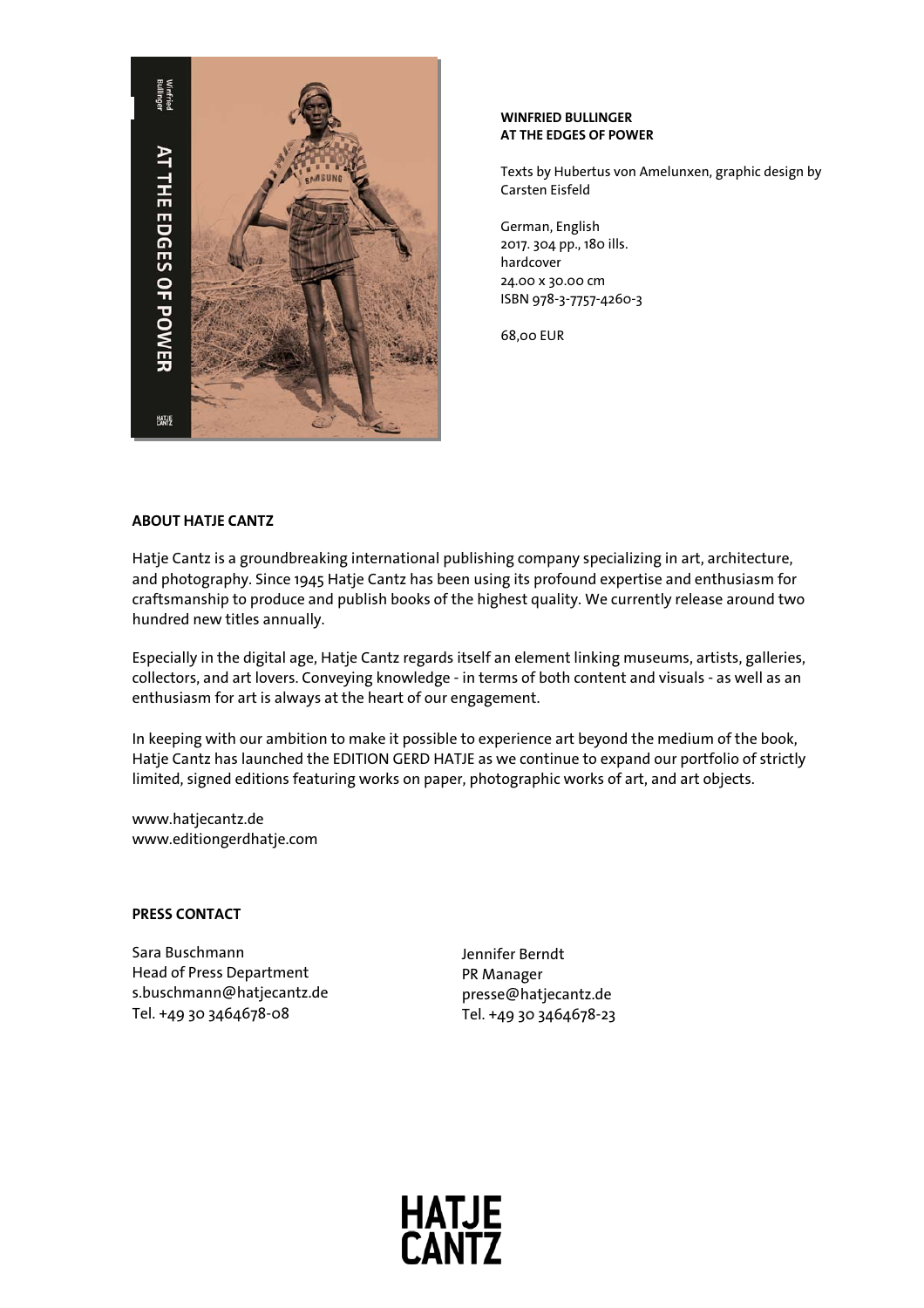**WINFRIED BULLINGER**
**AT THE EDGES OF POWER**

Texts by Hubertus von Amelunxen, graphic design by Carsten Eisfeld

German, English
2017. 304 pp., 180 ills.
hardcover
24.00 x 30.00 cm
ISBN 978-3-7757-4260-3

68,00 EUR

**ABOUT HATJE CANTZ**

Hatje Cantz is a groundbreaking international publishing company specializing in art, architecture, and photography. Since 1945 Hatje Cantz has been using its profound expertise and enthusiasm for craftsmanship to produce and publish books of the highest quality. We currently release around two hundred new titles annually.

Especially in the digital age, Hatje Cantz regards itself an element linking museums, artists, galleries, collectors, and art lovers. Conveying knowledge - in terms of both content and visuals - as well as an enthusiasm for art is always at the heart of our engagement.

In keeping with our ambition to make it possible to experience art beyond the medium of the book, Hatje Cantz has launched the EDITION GERD HATJE as we continue to expand our portfolio of strictly limited, signed editions featuring works on paper, photographic works of art, and art objects.

www.hatjecantz.de
www.editiongerdhatje.com

**PRESS CONTACT**

Sara Buschmann
Head of Press Department
s.buschmann@hatjecantz.de
Tel. +49 30 3464678-08

Jennifer Berndt
PR Manager
presse@hatjecantz.de
Tel. +49 30 3464678-23

HATJE CANTZ